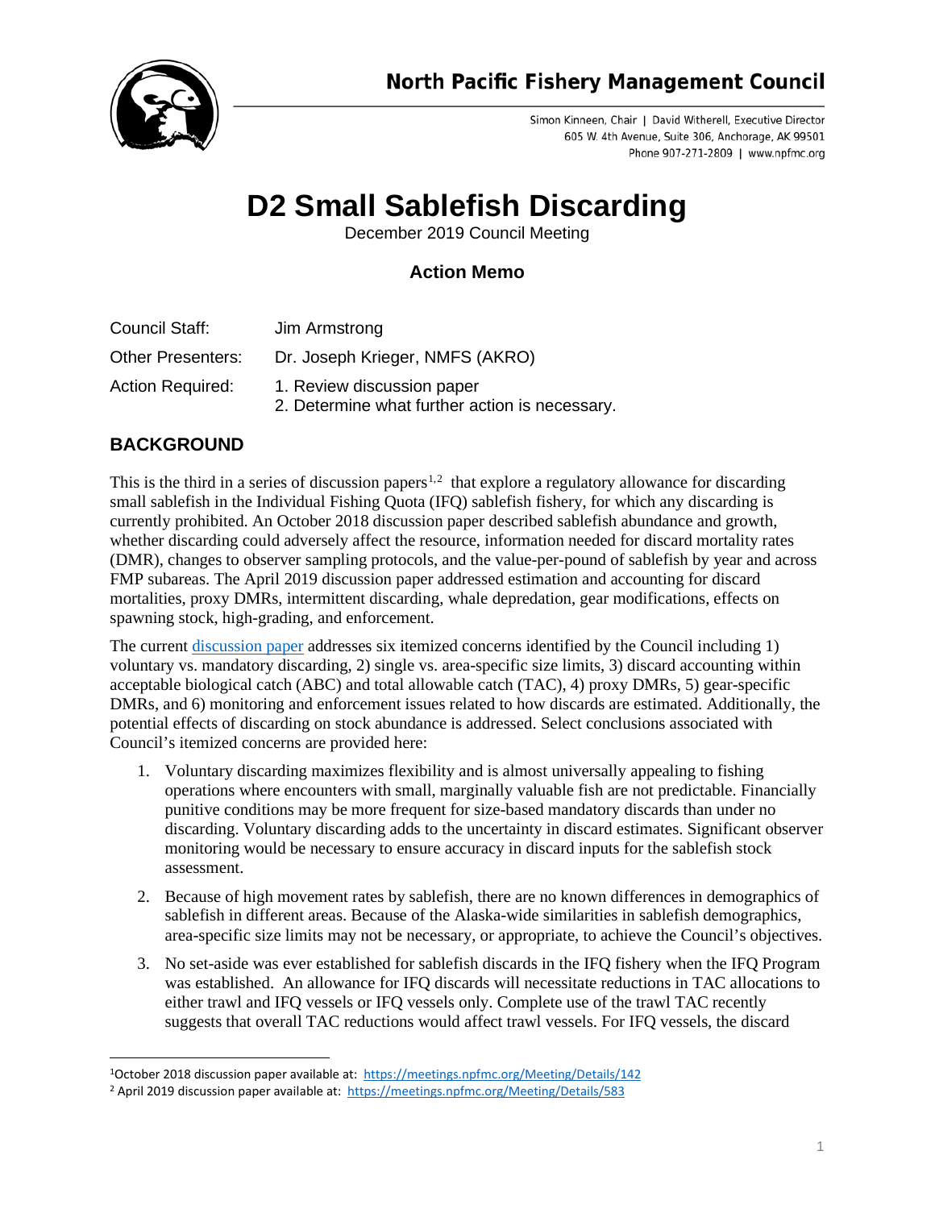North Pacific Fishery Management Council

Simon Kinneen, Chair | David Witherell, Executive Director
605 W. 4th Avenue, Suite 306, Anchorage, AK 99501
Phone 907-271-2809 | www.npfmc.org

# D2 Small Sablefish Discarding

December 2019 Council Meeting

### Action Memo

Council Staff: Jim Armstrong

Other Presenters: Dr. Joseph Krieger, NMFS (AKRO)

Action Required:
1. Review discussion paper
2. Determine what further action is necessary.

## BACKGROUND

This is the third in a series of discussion papers[1,2] that explore a regulatory allowance for discarding small sablefish in the Individual Fishing Quota (IFQ) sablefish fishery, for which any discarding is currently prohibited. An October 2018 discussion paper described sablefish abundance and growth, whether discarding could adversely affect the resource, information needed for discard mortality rates (DMR), changes to observer sampling protocols, and the value-per-pound of sablefish by year and across FMP subareas. The April 2019 discussion paper addressed estimation and accounting for discard mortalities, proxy DMRs, intermittent discarding, whale depredation, gear modifications, effects on spawning stock, high-grading, and enforcement.

The current discussion paper addresses six itemized concerns identified by the Council including 1) voluntary vs. mandatory discarding, 2) single vs. area-specific size limits, 3) discard accounting within acceptable biological catch (ABC) and total allowable catch (TAC), 4) proxy DMRs, 5) gear-specific DMRs, and 6) monitoring and enforcement issues related to how discards are estimated. Additionally, the potential effects of discarding on stock abundance is addressed. Select conclusions associated with Council's itemized concerns are provided here:

1. Voluntary discarding maximizes flexibility and is almost universally appealing to fishing operations where encounters with small, marginally valuable fish are not predictable. Financially punitive conditions may be more frequent for size-based mandatory discards than under no discarding. Voluntary discarding adds to the uncertainty in discard estimates. Significant observer monitoring would be necessary to ensure accuracy in discard inputs for the sablefish stock assessment.

2. Because of high movement rates by sablefish, there are no known differences in demographics of sablefish in different areas. Because of the Alaska-wide similarities in sablefish demographics, area-specific size limits may not be necessary, or appropriate, to achieve the Council's objectives.

3. No set-aside was ever established for sablefish discards in the IFQ fishery when the IFQ Program was established. An allowance for IFQ discards will necessitate reductions in TAC allocations to either trawl and IFQ vessels or IFQ vessels only. Complete use of the trawl TAC recently suggests that overall TAC reductions would affect trawl vessels. For IFQ vessels, the discard

---

[1] October 2018 discussion paper available at: https://meetings.npfmc.org/Meeting/Details/142

[2] April 2019 discussion paper available at: https://meetings.npfmc.org/Meeting/Details/583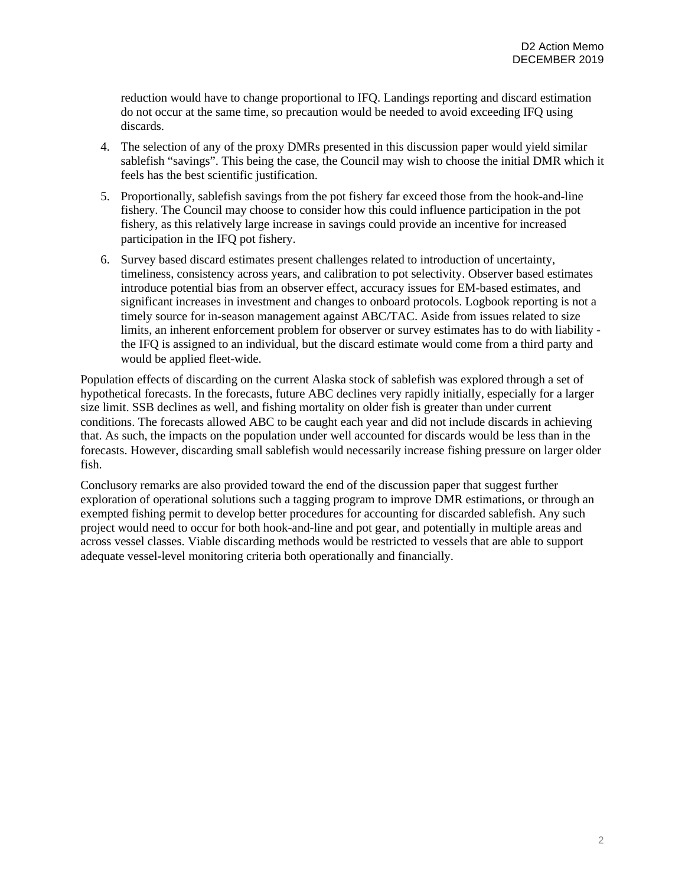reduction would have to change proportional to IFQ. Landings reporting and discard estimation do not occur at the same time, so precaution would be needed to avoid exceeding IFQ using discards.

4. The selection of any of the proxy DMRs presented in this discussion paper would yield similar sablefish "savings". This being the case, the Council may wish to choose the initial DMR which it feels has the best scientific justification.
5. Proportionally, sablefish savings from the pot fishery far exceed those from the hook-and-line fishery. The Council may choose to consider how this could influence participation in the pot fishery, as this relatively large increase in savings could provide an incentive for increased participation in the IFQ pot fishery.
6. Survey based discard estimates present challenges related to introduction of uncertainty, timeliness, consistency across years, and calibration to pot selectivity. Observer based estimates introduce potential bias from an observer effect, accuracy issues for EM-based estimates, and significant increases in investment and changes to onboard protocols. Logbook reporting is not a timely source for in-season management against ABC/TAC. Aside from issues related to size limits, an inherent enforcement problem for observer or survey estimates has to do with liability - the IFQ is assigned to an individual, but the discard estimate would come from a third party and would be applied fleet-wide.

Population effects of discarding on the current Alaska stock of sablefish was explored through a set of hypothetical forecasts. In the forecasts, future ABC declines very rapidly initially, especially for a larger size limit. SSB declines as well, and fishing mortality on older fish is greater than under current conditions. The forecasts allowed ABC to be caught each year and did not include discards in achieving that. As such, the impacts on the population under well accounted for discards would be less than in the forecasts. However, discarding small sablefish would necessarily increase fishing pressure on larger older fish.

Conclusory remarks are also provided toward the end of the discussion paper that suggest further exploration of operational solutions such a tagging program to improve DMR estimations, or through an exempted fishing permit to develop better procedures for accounting for discarded sablefish. Any such project would need to occur for both hook-and-line and pot gear, and potentially in multiple areas and across vessel classes. Viable discarding methods would be restricted to vessels that are able to support adequate vessel-level monitoring criteria both operationally and financially.